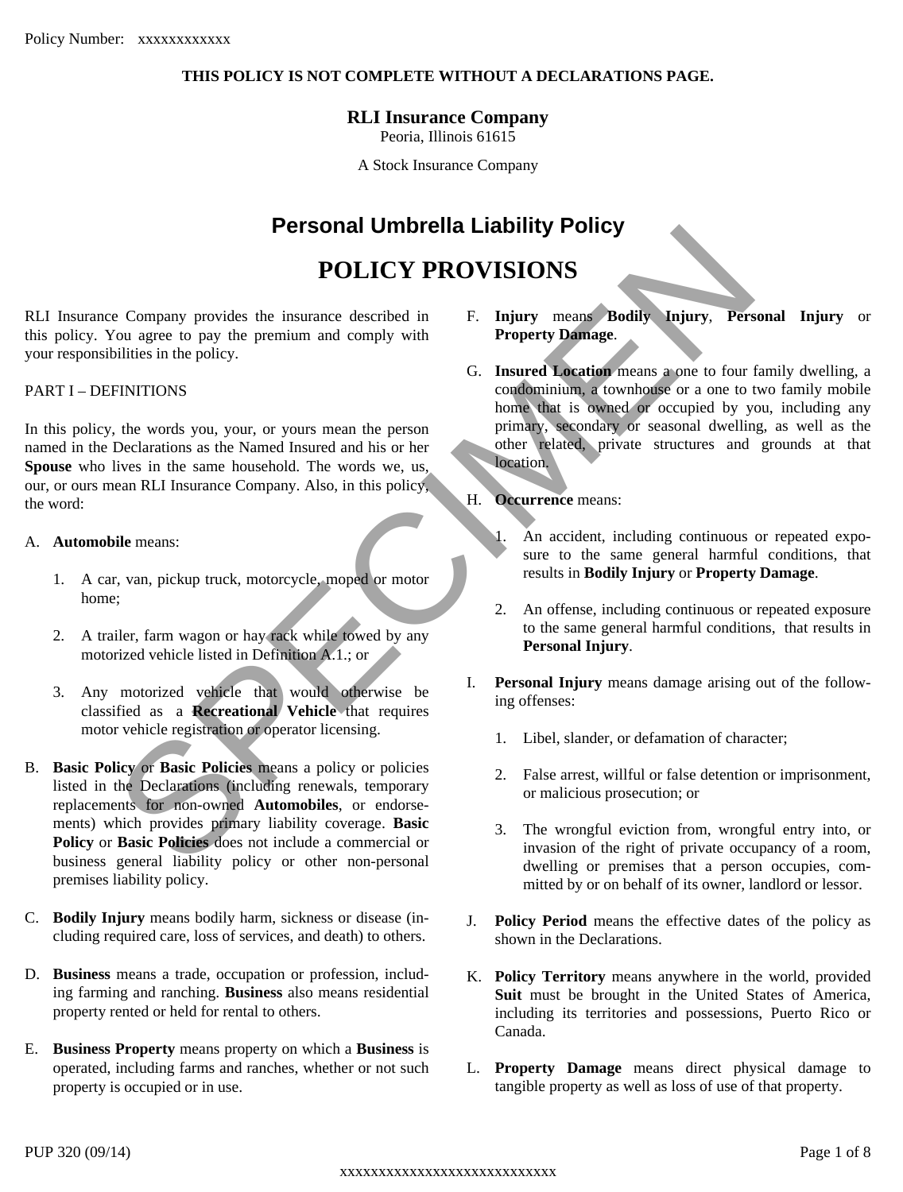Policy Number: xxxxxxxxxxxx

**THIS POLICY IS NOT COMPLETE WITHOUT A DECLARATIONS PAGE.**

**RLI Insurance Company**
Peoria, Illinois 61615

A Stock Insurance Company

# Personal Umbrella Liability Policy

# POLICY PROVISIONS

RLI Insurance Company provides the insurance described in this policy. You agree to pay the premium and comply with your responsibilities in the policy.

PART I – DEFINITIONS

In this policy, the words you, your, or yours mean the person named in the Declarations as the Named Insured and his or her **Spouse** who lives in the same household. The words we, us, our, or ours mean RLI Insurance Company. Also, in this policy, the word:

A. **Automobile** means:

   1. A car, van, pickup truck, motorcycle, moped or motor home;

   2. A trailer, farm wagon or hay rack while towed by any motorized vehicle listed in Definition A.1.; or

   3. Any motorized vehicle that would otherwise be classified as a **Recreational Vehicle** that requires motor vehicle registration or operator licensing.

B. **Basic Policy** or **Basic Policies** means a policy or policies listed in the Declarations (including renewals, temporary replacements for non-owned **Automobiles**, or endorsements) which provides primary liability coverage. **Basic Policy** or **Basic Policies** does not include a commercial or business general liability policy or other non-personal premises liability policy.

C. **Bodily Injury** means bodily harm, sickness or disease (including required care, loss of services, and death) to others.

D. **Business** means a trade, occupation or profession, including farming and ranching. **Business** also means residential property rented or held for rental to others.

E. **Business Property** means property on which a **Business** is operated, including farms and ranches, whether or not such property is occupied or in use.

F. **Injury** means **Bodily Injury**, **Personal Injury** or **Property Damage**.

G. **Insured Location** means a one to four family dwelling, a condominium, a townhouse or a one to two family mobile home that is owned or occupied by you, including any primary, secondary or seasonal dwelling, as well as the other related, private structures and grounds at that location.

H. **Occurrence** means:

   1. An accident, including continuous or repeated exposure to the same general harmful conditions, that results in **Bodily Injury** or **Property Damage**.

   2. An offense, including continuous or repeated exposure to the same general harmful conditions, that results in **Personal Injury**.

I. **Personal Injury** means damage arising out of the following offenses:

   1. Libel, slander, or defamation of character;

   2. False arrest, willful or false detention or imprisonment, or malicious prosecution; or

   3. The wrongful eviction from, wrongful entry into, or invasion of the right of private occupancy of a room, dwelling or premises that a person occupies, committed by or on behalf of its owner, landlord or lessor.

J. **Policy Period** means the effective dates of the policy as shown in the Declarations.

K. **Policy Territory** means anywhere in the world, provided **Suit** must be brought in the United States of America, including its territories and possessions, Puerto Rico or Canada.

L. **Property Damage** means direct physical damage to tangible property as well as loss of use of that property.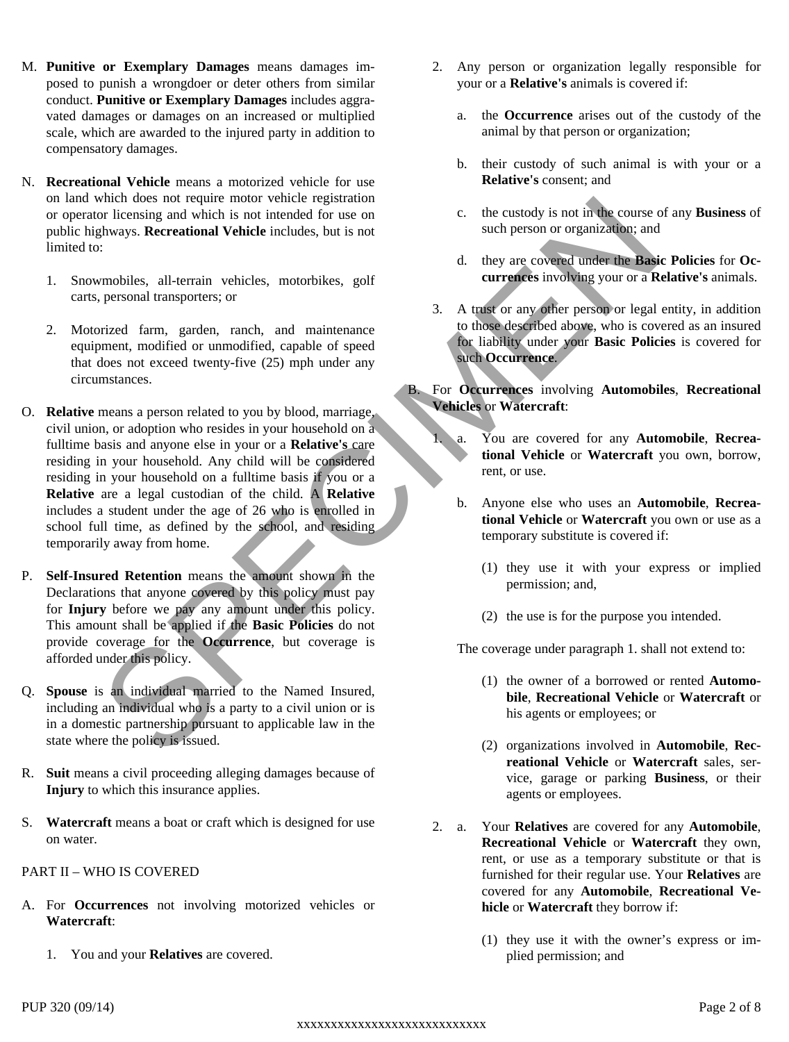M. **Punitive or Exemplary Damages** means damages imposed to punish a wrongdoer or deter others from similar conduct. **Punitive or Exemplary Damages** includes aggravated damages or damages on an increased or multiplied scale, which are awarded to the injured party in addition to compensatory damages.

N. **Recreational Vehicle** means a motorized vehicle for use on land which does not require motor vehicle registration or operator licensing and which is not intended for use on public highways. **Recreational Vehicle** includes, but is not limited to:

   1. Snowmobiles, all-terrain vehicles, motorbikes, golf carts, personal transporters; or

   2. Motorized farm, garden, ranch, and maintenance equipment, modified or unmodified, capable of speed that does not exceed twenty-five (25) mph under any circumstances.

O. **Relative** means a person related to you by blood, marriage, civil union, or adoption who resides in your household on a fulltime basis and anyone else in your or a **Relative's** care residing in your household. Any child will be considered residing in your household on a fulltime basis if you or a **Relative** are a legal custodian of the child. A **Relative** includes a student under the age of 26 who is enrolled in school full time, as defined by the school, and residing temporarily away from home.

P. **Self-Insured Retention** means the amount shown in the Declarations that anyone covered by this policy must pay for **Injury** before we pay any amount under this policy. This amount shall be applied if the **Basic Policies** do not provide coverage for the **Occurrence**, but coverage is afforded under this policy.

Q. **Spouse** is an individual married to the Named Insured, including an individual who is a party to a civil union or is in a domestic partnership pursuant to applicable law in the state where the policy is issued.

R. **Suit** means a civil proceeding alleging damages because of **Injury** to which this insurance applies.

S. **Watercraft** means a boat or craft which is designed for use on water.

PART II – WHO IS COVERED

A. For **Occurrences** not involving motorized vehicles or **Watercraft**:

   1. You and your **Relatives** are covered.

   2. Any person or organization legally responsible for your or a **Relative's** animals is covered if:

      a. the **Occurrence** arises out of the custody of the animal by that person or organization;

      b. their custody of such animal is with your or a **Relative's** consent; and

      c. the custody is not in the course of any **Business** of such person or organization; and

      d. they are covered under the **Basic Policies** for **Occurrences** involving your or a **Relative's** animals.

   3. A trust or any other person or legal entity, in addition to those described above, who is covered as an insured for liability under your **Basic Policies** is covered for such **Occurrence**.

B. For **Occurrences** involving **Automobiles**, **Recreational Vehicles** or **Watercraft**:

   1. a. You are covered for any **Automobile**, **Recreational Vehicle** or **Watercraft** you own, borrow, rent, or use.

      b. Anyone else who uses an **Automobile**, **Recreational Vehicle** or **Watercraft** you own or use as a temporary substitute is covered if:

         (1) they use it with your express or implied permission; and,

         (2) the use is for the purpose you intended.

      The coverage under paragraph 1. shall not extend to:

         (1) the owner of a borrowed or rented **Automobile**, **Recreational Vehicle** or **Watercraft** or his agents or employees; or

         (2) organizations involved in **Automobile**, **Recreational Vehicle** or **Watercraft** sales, service, garage or parking **Business**, or their agents or employees.

   2. a. Your **Relatives** are covered for any **Automobile**, **Recreational Vehicle** or **Watercraft** they own, rent, or use as a temporary substitute or that is furnished for their regular use. Your **Relatives** are covered for any **Automobile**, **Recreational Vehicle** or **Watercraft** they borrow if:

         (1) they use it with the owner's express or implied permission; and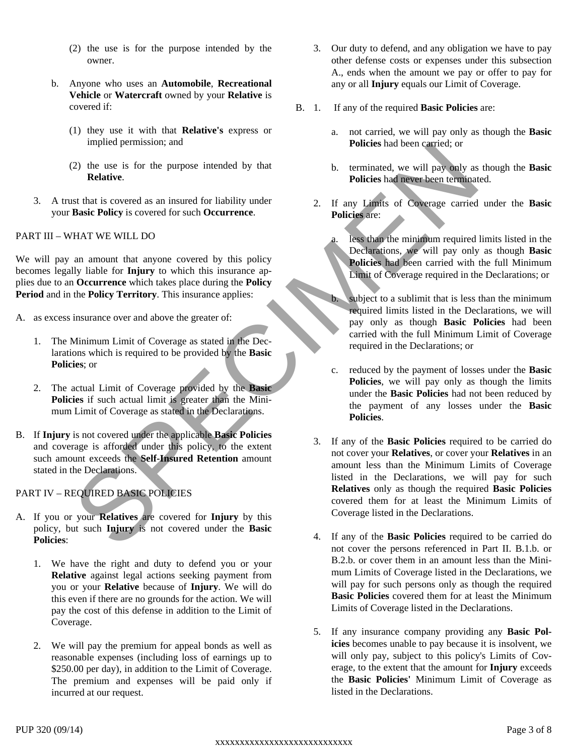(2) the use is for the purpose intended by the owner.

b. Anyone who uses an **Automobile**, **Recreational Vehicle** or **Watercraft** owned by your **Relative** is covered if:

(1) they use it with that **Relative's** express or implied permission; and

(2) the use is for the purpose intended by that **Relative**.

3. A trust that is covered as an insured for liability under your **Basic Policy** is covered for such **Occurrence**.

PART III – WHAT WE WILL DO

We will pay an amount that anyone covered by this policy becomes legally liable for **Injury** to which this insurance applies due to an **Occurrence** which takes place during the **Policy Period** and in the **Policy Territory**. This insurance applies:

A. as excess insurance over and above the greater of:

1. The Minimum Limit of Coverage as stated in the Declarations which is required to be provided by the **Basic Policies**; or

2. The actual Limit of Coverage provided by the **Basic Policies** if such actual limit is greater than the Minimum Limit of Coverage as stated in the Declarations.

B. If **Injury** is not covered under the applicable **Basic Policies** and coverage is afforded under this policy, to the extent such amount exceeds the **Self-Insured Retention** amount stated in the Declarations.

PART IV – REQUIRED BASIC POLICIES

A. If you or your **Relatives** are covered for **Injury** by this policy, but such **Injury** is not covered under the **Basic Policies**:

1. We have the right and duty to defend you or your **Relative** against legal actions seeking payment from you or your **Relative** because of **Injury**. We will do this even if there are no grounds for the action. We will pay the cost of this defense in addition to the Limit of Coverage.

2. We will pay the premium for appeal bonds as well as reasonable expenses (including loss of earnings up to $250.00 per day), in addition to the Limit of Coverage. The premium and expenses will be paid only if incurred at our request.

3. Our duty to defend, and any obligation we have to pay other defense costs or expenses under this subsection A., ends when the amount we pay or offer to pay for any or all **Injury** equals our Limit of Coverage.

B. 1. If any of the required **Basic Policies** are:

a. not carried, we will pay only as though the **Basic Policies** had been carried; or

b. terminated, we will pay only as though the **Basic Policies** had never been terminated.

2. If any Limits of Coverage carried under the **Basic Policies** are:

a. less than the minimum required limits listed in the Declarations, we will pay only as though **Basic Policies** had been carried with the full Minimum Limit of Coverage required in the Declarations; or

b. subject to a sublimit that is less than the minimum required limits listed in the Declarations, we will pay only as though **Basic Policies** had been carried with the full Minimum Limit of Coverage required in the Declarations; or

c. reduced by the payment of losses under the **Basic Policies**, we will pay only as though the limits under the **Basic Policies** had not been reduced by the payment of any losses under the **Basic Policies**.

3. If any of the **Basic Policies** required to be carried do not cover your **Relatives**, or cover your **Relatives** in an amount less than the Minimum Limits of Coverage listed in the Declarations, we will pay for such **Relatives** only as though the required **Basic Policies** covered them for at least the Minimum Limits of Coverage listed in the Declarations.

4. If any of the **Basic Policies** required to be carried do not cover the persons referenced in Part II. B.1.b. or B.2.b. or cover them in an amount less than the Minimum Limits of Coverage listed in the Declarations, we will pay for such persons only as though the required **Basic Policies** covered them for at least the Minimum Limits of Coverage listed in the Declarations.

5. If any insurance company providing any **Basic Policies** becomes unable to pay because it is insolvent, we will only pay, subject to this policy's Limits of Coverage, to the extent that the amount for **Injury** exceeds the **Basic Policies'** Minimum Limit of Coverage as listed in the Declarations.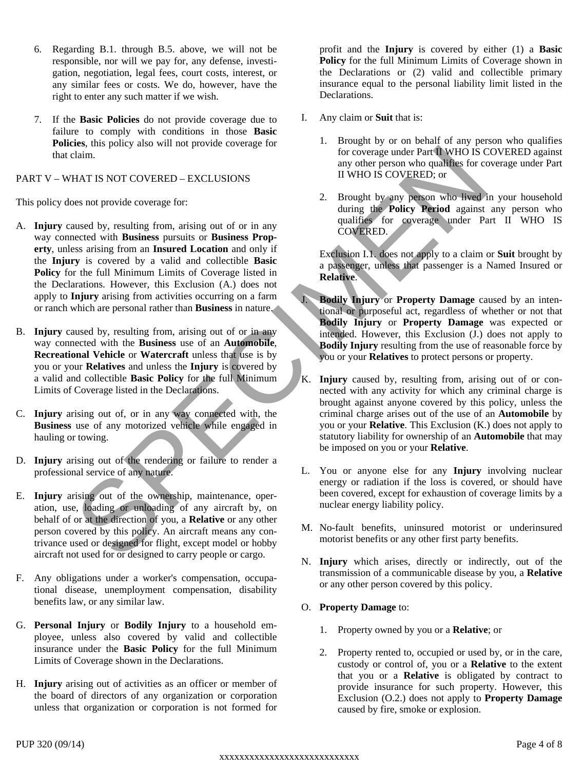6. Regarding B.1. through B.5. above, we will not be responsible, nor will we pay for, any defense, investigation, negotiation, legal fees, court costs, interest, or any similar fees or costs. We do, however, have the right to enter any such matter if we wish.

7. If the **Basic Policies** do not provide coverage due to failure to comply with conditions in those **Basic Policies**, this policy also will not provide coverage for that claim.

PART V – WHAT IS NOT COVERED – EXCLUSIONS

This policy does not provide coverage for:

A. **Injury** caused by, resulting from, arising out of or in any way connected with **Business** pursuits or **Business Property**, unless arising from an **Insured Location** and only if the **Injury** is covered by a valid and collectible **Basic Policy** for the full Minimum Limits of Coverage listed in the Declarations. However, this Exclusion (A.) does not apply to **Injury** arising from activities occurring on a farm or ranch which are personal rather than **Business** in nature.

B. **Injury** caused by, resulting from, arising out of or in any way connected with the **Business** use of an **Automobile**, **Recreational Vehicle** or **Watercraft** unless that use is by you or your **Relatives** and unless the **Injury** is covered by a valid and collectible **Basic Policy** for the full Minimum Limits of Coverage listed in the Declarations.

C. **Injury** arising out of, or in any way connected with, the **Business** use of any motorized vehicle while engaged in hauling or towing.

D. **Injury** arising out of the rendering or failure to render a professional service of any nature.

E. **Injury** arising out of the ownership, maintenance, operation, use, loading or unloading of any aircraft by, on behalf of or at the direction of you, a **Relative** or any other person covered by this policy. An aircraft means any contrivance used or designed for flight, except model or hobby aircraft not used for or designed to carry people or cargo.

F. Any obligations under a worker's compensation, occupational disease, unemployment compensation, disability benefits law, or any similar law.

G. **Personal Injury** or **Bodily Injury** to a household employee, unless also covered by valid and collectible insurance under the **Basic Policy** for the full Minimum Limits of Coverage shown in the Declarations.

H. **Injury** arising out of activities as an officer or member of the board of directors of any organization or corporation unless that organization or corporation is not formed for profit and the **Injury** is covered by either (1) a **Basic Policy** for the full Minimum Limits of Coverage shown in the Declarations or (2) valid and collectible primary insurance equal to the personal liability limit listed in the Declarations.

I. Any claim or **Suit** that is:

   1. Brought by or on behalf of any person who qualifies for coverage under Part II WHO IS COVERED against any other person who qualifies for coverage under Part II WHO IS COVERED; or

   2. Brought by any person who lived in your household during the **Policy Period** against any person who qualifies for coverage under Part II WHO IS COVERED.

   Exclusion I.1. does not apply to a claim or **Suit** brought by a passenger, unless that passenger is a Named Insured or **Relative**.

J. **Bodily Injury** or **Property Damage** caused by an intentional or purposeful act, regardless of whether or not that **Bodily Injury** or **Property Damage** was expected or intended. However, this Exclusion (J.) does not apply to **Bodily Injury** resulting from the use of reasonable force by you or your **Relatives** to protect persons or property.

K. **Injury** caused by, resulting from, arising out of or connected with any activity for which any criminal charge is brought against anyone covered by this policy, unless the criminal charge arises out of the use of an **Automobile** by you or your **Relative**. This Exclusion (K.) does not apply to statutory liability for ownership of an **Automobile** that may be imposed on you or your **Relative**.

L. You or anyone else for any **Injury** involving nuclear energy or radiation if the loss is covered, or should have been covered, except for exhaustion of coverage limits by a nuclear energy liability policy.

M. No-fault benefits, uninsured motorist or underinsured motorist benefits or any other first party benefits.

N. **Injury** which arises, directly or indirectly, out of the transmission of a communicable disease by you, a **Relative** or any other person covered by this policy.

O. **Property Damage** to:

   1. Property owned by you or a **Relative**; or

   2. Property rented to, occupied or used by, or in the care, custody or control of, you or a **Relative** to the extent that you or a **Relative** is obligated by contract to provide insurance for such property. However, this Exclusion (O.2.) does not apply to **Property Damage** caused by fire, smoke or explosion.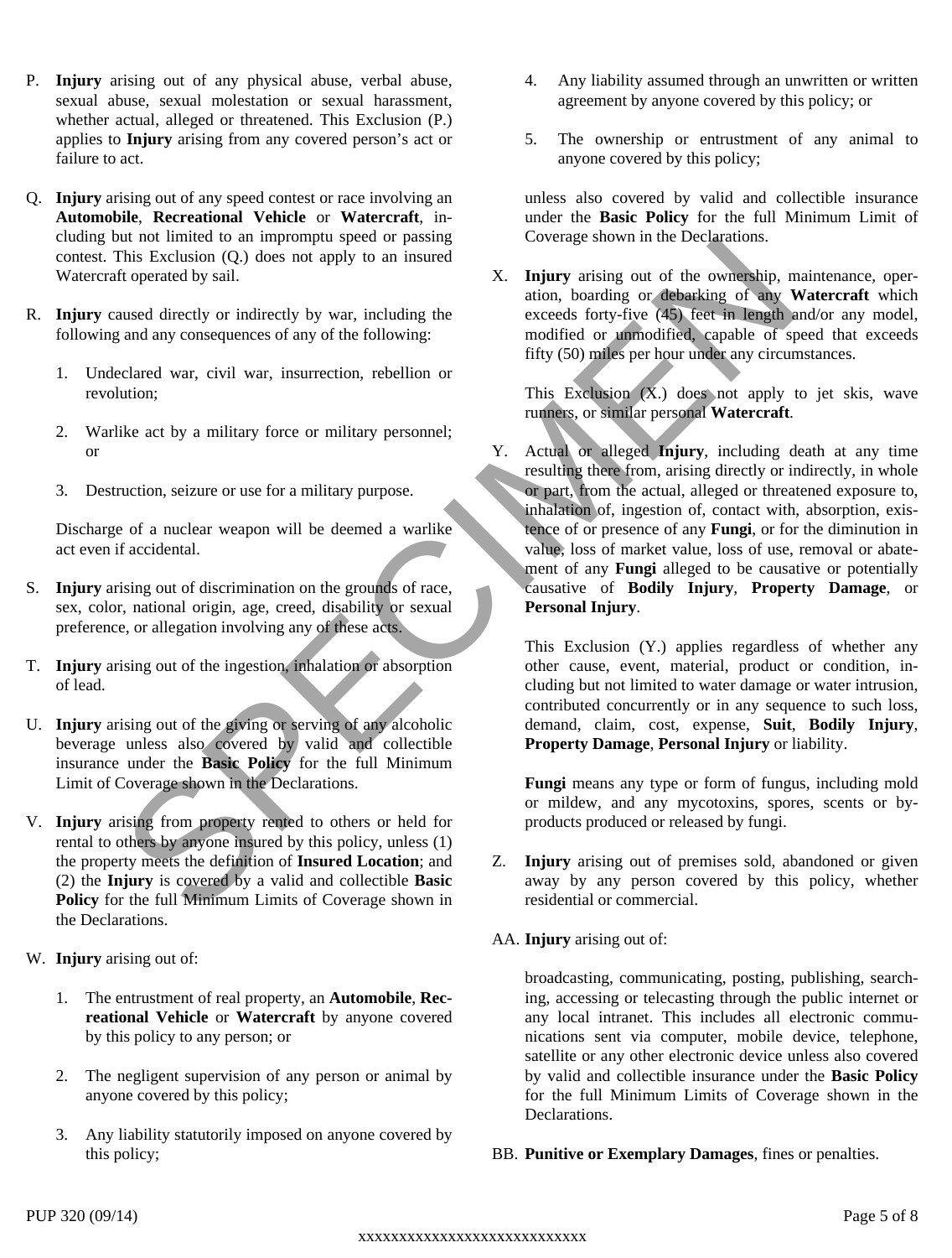P. **Injury** arising out of any physical abuse, verbal abuse, sexual abuse, sexual molestation or sexual harassment, whether actual, alleged or threatened. This Exclusion (P.) applies to **Injury** arising from any covered person's act or failure to act.

Q. **Injury** arising out of any speed contest or race involving an **Automobile**, **Recreational Vehicle** or **Watercraft**, including but not limited to an impromptu speed or passing contest. This Exclusion (Q.) does not apply to an insured Watercraft operated by sail.

R. **Injury** caused directly or indirectly by war, including the following and any consequences of any of the following:

1. Undeclared war, civil war, insurrection, rebellion or revolution;
2. Warlike act by a military force or military personnel; or
3. Destruction, seizure or use for a military purpose.

Discharge of a nuclear weapon will be deemed a warlike act even if accidental.

S. **Injury** arising out of discrimination on the grounds of race, sex, color, national origin, age, creed, disability or sexual preference, or allegation involving any of these acts.

T. **Injury** arising out of the ingestion, inhalation or absorption of lead.

U. **Injury** arising out of the giving or serving of any alcoholic beverage unless also covered by valid and collectible insurance under the **Basic Policy** for the full Minimum Limit of Coverage shown in the Declarations.

V. **Injury** arising from property rented to others or held for rental to others by anyone insured by this policy, unless (1) the property meets the definition of **Insured Location**; and (2) the **Injury** is covered by a valid and collectible **Basic Policy** for the full Minimum Limits of Coverage shown in the Declarations.

W. **Injury** arising out of:

1. The entrustment of real property, an **Automobile**, **Recreational Vehicle** or **Watercraft** by anyone covered by this policy to any person; or
2. The negligent supervision of any person or animal by anyone covered by this policy;
3. Any liability statutorily imposed on anyone covered by this policy;
4. Any liability assumed through an unwritten or written agreement by anyone covered by this policy; or
5. The ownership or entrustment of any animal to anyone covered by this policy;

unless also covered by valid and collectible insurance under the **Basic Policy** for the full Minimum Limit of Coverage shown in the Declarations.

X. **Injury** arising out of the ownership, maintenance, operation, boarding or debarking of any **Watercraft** which exceeds forty-five (45) feet in length and/or any model, modified or unmodified, capable of speed that exceeds fifty (50) miles per hour under any circumstances.

This Exclusion (X.) does not apply to jet skis, wave runners, or similar personal **Watercraft**.

Y. Actual or alleged **Injury**, including death at any time resulting there from, arising directly or indirectly, in whole or part, from the actual, alleged or threatened exposure to, inhalation of, ingestion of, contact with, absorption, existence of or presence of any **Fungi**, or for the diminution in value, loss of market value, loss of use, removal or abatement of any **Fungi** alleged to be causative or potentially causative of **Bodily Injury**, **Property Damage**, or **Personal Injury**.

This Exclusion (Y.) applies regardless of whether any other cause, event, material, product or condition, including but not limited to water damage or water intrusion, contributed concurrently or in any sequence to such loss, demand, claim, cost, expense, **Suit**, **Bodily Injury**, **Property Damage**, **Personal Injury** or liability.

**Fungi** means any type or form of fungus, including mold or mildew, and any mycotoxins, spores, scents or by-products produced or released by fungi.

Z. **Injury** arising out of premises sold, abandoned or given away by any person covered by this policy, whether residential or commercial.

AA. **Injury** arising out of:

broadcasting, communicating, posting, publishing, searching, accessing or telecasting through the public internet or any local intranet. This includes all electronic communications sent via computer, mobile device, telephone, satellite or any other electronic device unless also covered by valid and collectible insurance under the **Basic Policy** for the full Minimum Limits of Coverage shown in the Declarations.

BB. **Punitive or Exemplary Damages**, fines or penalties.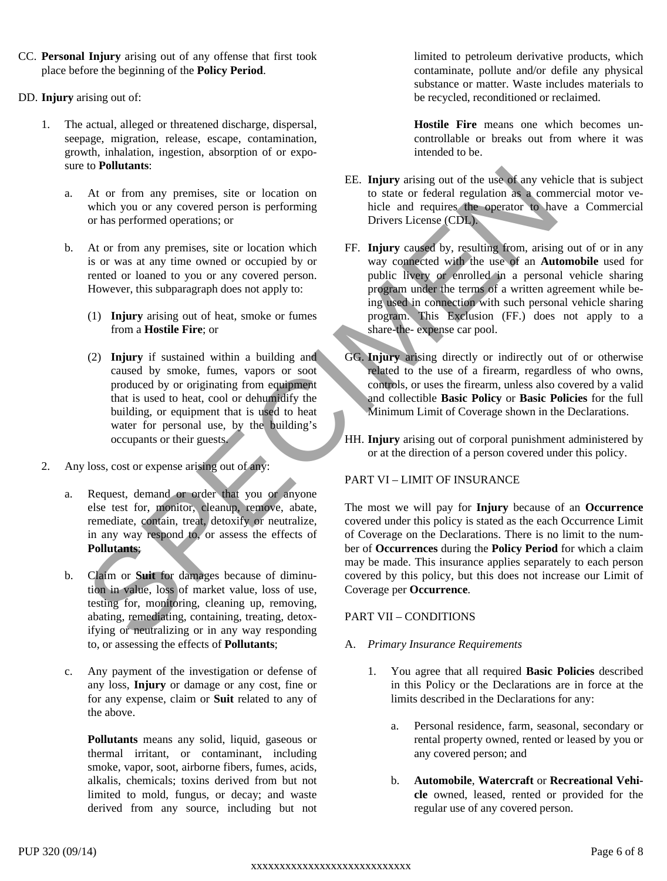CC. **Personal Injury** arising out of any offense that first took place before the beginning of the **Policy Period**.

DD. **Injury** arising out of:

1. The actual, alleged or threatened discharge, dispersal, seepage, migration, release, escape, contamination, growth, inhalation, ingestion, absorption of or exposure to **Pollutants**:

   a. At or from any premises, site or location on which you or any covered person is performing or has performed operations; or

   b. At or from any premises, site or location which is or was at any time owned or occupied by or rented or loaned to you or any covered person. However, this subparagraph does not apply to:

      (1) **Injury** arising out of heat, smoke or fumes from a **Hostile Fire**; or

      (2) **Injury** if sustained within a building and caused by smoke, fumes, vapors or soot produced by or originating from equipment that is used to heat, cool or dehumidify the building, or equipment that is used to heat water for personal use, by the building's occupants or their guests.

2. Any loss, cost or expense arising out of any:

   a. Request, demand or order that you or anyone else test for, monitor, cleanup, remove, abate, remediate, contain, treat, detoxify or neutralize, in any way respond to, or assess the effects of **Pollutants**;

   b. Claim or **Suit** for damages because of diminution in value, loss of market value, loss of use, testing for, monitoring, cleaning up, removing, abating, remediating, containing, treating, detoxifying or neutralizing or in any way responding to, or assessing the effects of **Pollutants**;

   c. Any payment of the investigation or defense of any loss, **Injury** or damage or any cost, fine or for any expense, claim or **Suit** related to any of the above.

   **Pollutants** means any solid, liquid, gaseous or thermal irritant, or contaminant, including smoke, vapor, soot, airborne fibers, fumes, acids, alkalis, chemicals; toxins derived from but not limited to mold, fungus, or decay; and waste derived from any source, including but not limited to petroleum derivative products, which contaminate, pollute and/or defile any physical substance or matter. Waste includes materials to be recycled, reconditioned or reclaimed.

   **Hostile Fire** means one which becomes uncontrollable or breaks out from where it was intended to be.

EE. **Injury** arising out of the use of any vehicle that is subject to state or federal regulation as a commercial motor vehicle and requires the operator to have a Commercial Drivers License (CDL).

FF. **Injury** caused by, resulting from, arising out of or in any way connected with the use of an **Automobile** used for public livery or enrolled in a personal vehicle sharing program under the terms of a written agreement while being used in connection with such personal vehicle sharing program. This Exclusion (FF.) does not apply to a share-the- expense car pool.

GG. **Injury** arising directly or indirectly out of or otherwise related to the use of a firearm, regardless of who owns, controls, or uses the firearm, unless also covered by a valid and collectible **Basic Policy** or **Basic Policies** for the full Minimum Limit of Coverage shown in the Declarations.

HH. **Injury** arising out of corporal punishment administered by or at the direction of a person covered under this policy.

## PART VI – LIMIT OF INSURANCE

The most we will pay for **Injury** because of an **Occurrence** covered under this policy is stated as the each Occurrence Limit of Coverage on the Declarations. There is no limit to the number of **Occurrences** during the **Policy Period** for which a claim may be made. This insurance applies separately to each person covered by this policy, but this does not increase our Limit of Coverage per **Occurrence**.

## PART VII – CONDITIONS

A. *Primary Insurance Requirements*

1. You agree that all required **Basic Policies** described in this Policy or the Declarations are in force at the limits described in the Declarations for any:

   a. Personal residence, farm, seasonal, secondary or rental property owned, rented or leased by you or any covered person; and

   b. **Automobile**, **Watercraft** or **Recreational Vehicle** owned, leased, rented or provided for the regular use of any covered person.

PUP 320 (09/14)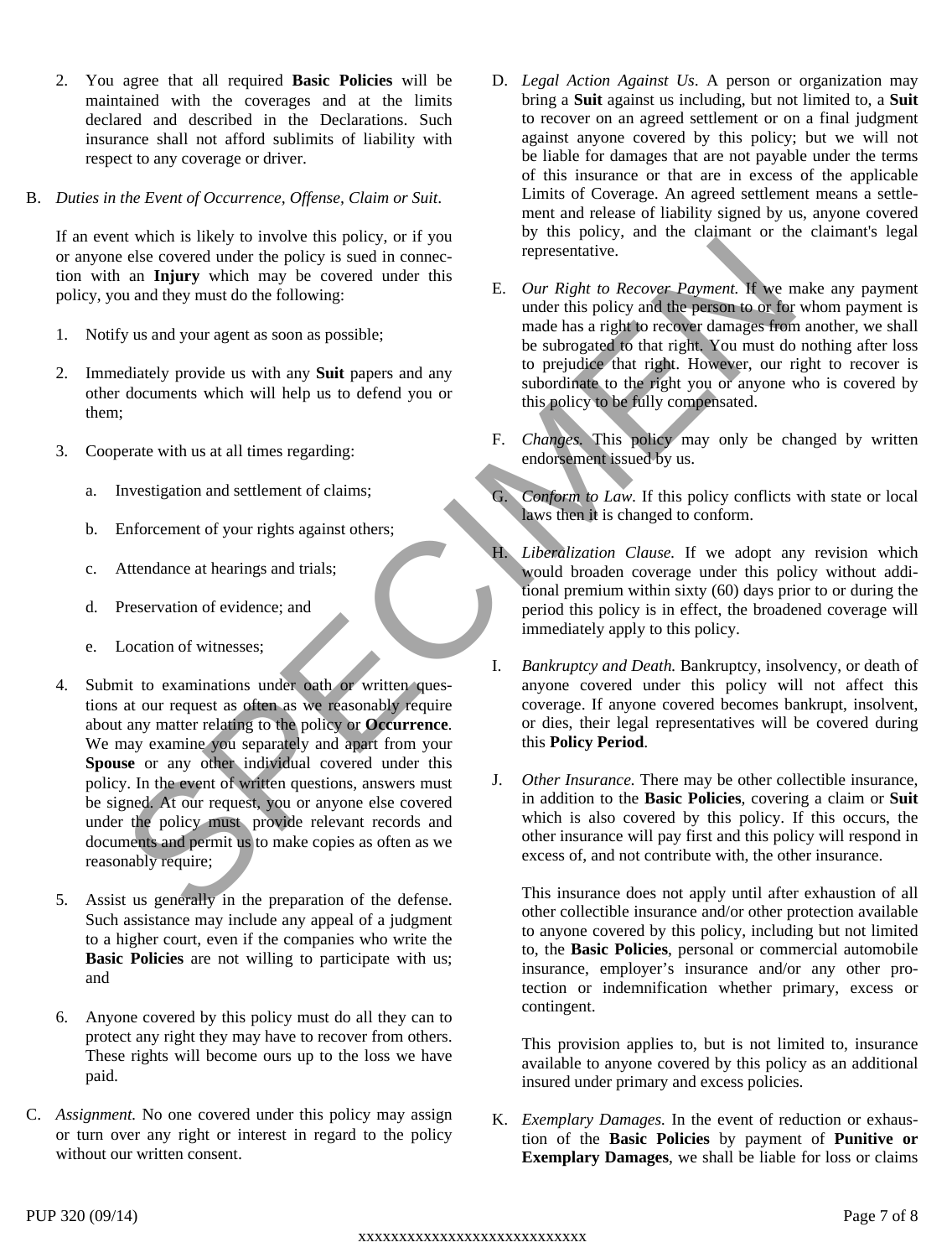2. You agree that all required **Basic Policies** will be maintained with the coverages and at the limits declared and described in the Declarations. Such insurance shall not afford sublimits of liability with respect to any coverage or driver.

B. *Duties in the Event of Occurrence, Offense, Claim or Suit*.

If an event which is likely to involve this policy, or if you or anyone else covered under the policy is sued in connection with an **Injury** which may be covered under this policy, you and they must do the following:

1. Notify us and your agent as soon as possible;

2. Immediately provide us with any **Suit** papers and any other documents which will help us to defend you or them;

3. Cooperate with us at all times regarding:

   a. Investigation and settlement of claims;

   b. Enforcement of your rights against others;

   c. Attendance at hearings and trials;

   d. Preservation of evidence; and

   e. Location of witnesses;

4. Submit to examinations under oath or written questions at our request as often as we reasonably require about any matter relating to the policy or **Occurrence**. We may examine you separately and apart from your **Spouse** or any other individual covered under this policy. In the event of written questions, answers must be signed. At our request, you or anyone else covered under the policy must provide relevant records and documents and permit us to make copies as often as we reasonably require;

5. Assist us generally in the preparation of the defense. Such assistance may include any appeal of a judgment to a higher court, even if the companies who write the **Basic Policies** are not willing to participate with us; and

6. Anyone covered by this policy must do all they can to protect any right they may have to recover from others. These rights will become ours up to the loss we have paid.

C. *Assignment.* No one covered under this policy may assign or turn over any right or interest in regard to the policy without our written consent.

D. *Legal Action Against Us*. A person or organization may bring a **Suit** against us including, but not limited to, a **Suit** to recover on an agreed settlement or on a final judgment against anyone covered by this policy; but we will not be liable for damages that are not payable under the terms of this insurance or that are in excess of the applicable Limits of Coverage. An agreed settlement means a settlement and release of liability signed by us, anyone covered by this policy, and the claimant or the claimant's legal representative.

E. *Our Right to Recover Payment.* If we make any payment under this policy and the person to or for whom payment is made has a right to recover damages from another, we shall be subrogated to that right. You must do nothing after loss to prejudice that right. However, our right to recover is subordinate to the right you or anyone who is covered by this policy to be fully compensated.

F. *Changes.* This policy may only be changed by written endorsement issued by us.

G. *Conform to Law*. If this policy conflicts with state or local laws then it is changed to conform.

H. *Liberalization Clause.* If we adopt any revision which would broaden coverage under this policy without additional premium within sixty (60) days prior to or during the period this policy is in effect, the broadened coverage will immediately apply to this policy.

I. *Bankruptcy and Death.* Bankruptcy, insolvency, or death of anyone covered under this policy will not affect this coverage. If anyone covered becomes bankrupt, insolvent, or dies, their legal representatives will be covered during this **Policy Period**.

J. *Other Insurance.* There may be other collectible insurance, in addition to the **Basic Policies**, covering a claim or **Suit** which is also covered by this policy. If this occurs, the other insurance will pay first and this policy will respond in excess of, and not contribute with, the other insurance.

This insurance does not apply until after exhaustion of all other collectible insurance and/or other protection available to anyone covered by this policy, including but not limited to, the **Basic Policies**, personal or commercial automobile insurance, employer's insurance and/or any other protection or indemnification whether primary, excess or contingent.

This provision applies to, but is not limited to, insurance available to anyone covered by this policy as an additional insured under primary and excess policies.

K. *Exemplary Damages.* In the event of reduction or exhaustion of the **Basic Policies** by payment of **Punitive or Exemplary Damages**, we shall be liable for loss or claims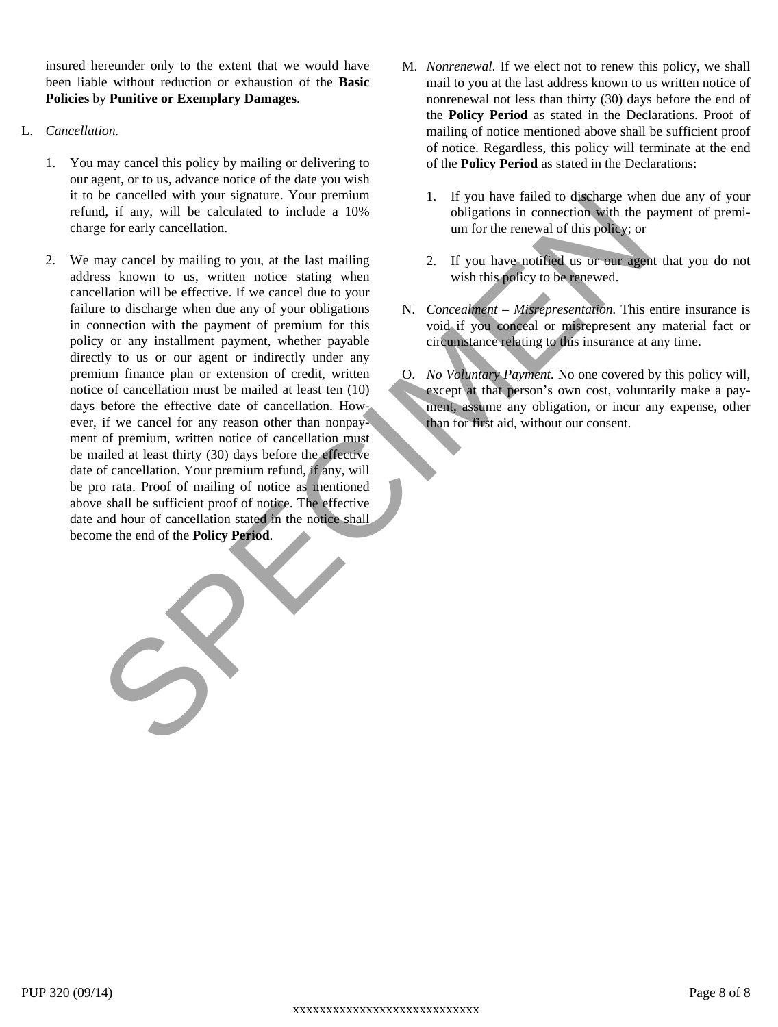insured hereunder only to the extent that we would have been liable without reduction or exhaustion of the **Basic Policies** by **Punitive or Exemplary Damages**.

L. *Cancellation.*

1. You may cancel this policy by mailing or delivering to our agent, or to us, advance notice of the date you wish it to be cancelled with your signature. Your premium refund, if any, will be calculated to include a 10% charge for early cancellation.

2. We may cancel by mailing to you, at the last mailing address known to us, written notice stating when cancellation will be effective. If we cancel due to your failure to discharge when due any of your obligations in connection with the payment of premium for this policy or any installment payment, whether payable directly to us or our agent or indirectly under any premium finance plan or extension of credit, written notice of cancellation must be mailed at least ten (10) days before the effective date of cancellation. However, if we cancel for any reason other than nonpayment of premium, written notice of cancellation must be mailed at least thirty (30) days before the effective date of cancellation. Your premium refund, if any, will be pro rata. Proof of mailing of notice as mentioned above shall be sufficient proof of notice. The effective date and hour of cancellation stated in the notice shall become the end of the **Policy Period**.

M. *Nonrenewal.* If we elect not to renew this policy, we shall mail to you at the last address known to us written notice of nonrenewal not less than thirty (30) days before the end of the **Policy Period** as stated in the Declarations. Proof of mailing of notice mentioned above shall be sufficient proof of notice. Regardless, this policy will terminate at the end of the **Policy Period** as stated in the Declarations:

1. If you have failed to discharge when due any of your obligations in connection with the payment of premium for the renewal of this policy; or

2. If you have notified us or our agent that you do not wish this policy to be renewed.

N. *Concealment – Misrepresentation.* This entire insurance is void if you conceal or misrepresent any material fact or circumstance relating to this insurance at any time.

O. *No Voluntary Payment.* No one covered by this policy will, except at that person's own cost, voluntarily make a payment, assume any obligation, or incur any expense, other than for first aid, without our consent.

PUP 320 (09/14)